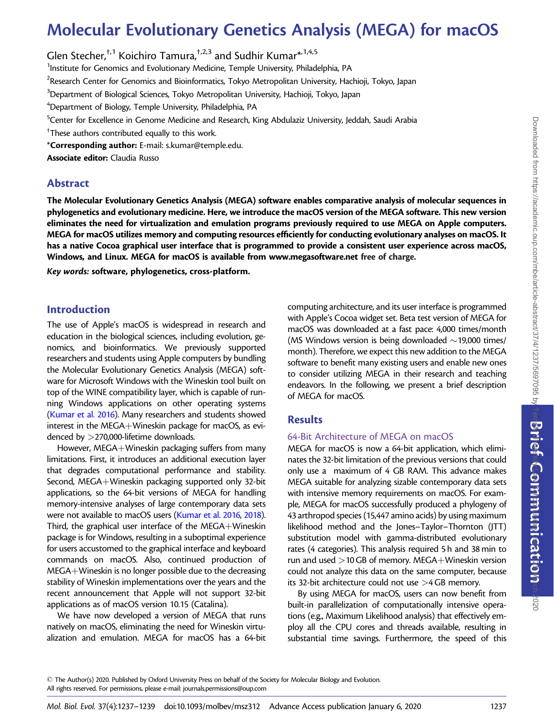# Molecular Evolutionary Genetics Analysis (MEGA) for macOS

Glen Stecher,[†,1] Koichiro Tamura,[†,2,3] and Sudhir Kumar[*,1,4,5]

[1]Institute for Genomics and Evolutionary Medicine, Temple University, Philadelphia, PA

[2]Research Center for Genomics and Bioinformatics, Tokyo Metropolitan University, Hachioji, Tokyo, Japan

[3]Department of Biological Sciences, Tokyo Metropolitan University, Hachioji, Tokyo, Japan

[4]Department of Biology, Temple University, Philadelphia, PA

[5]Center for Excellence in Genome Medicine and Research, King Abdulaziz University, Jeddah, Saudi Arabia

[†]These authors contributed equally to this work.

***Corresponding author:** E-mail: s.kumar@temple.edu.

**Associate editor:** Claudia Russo

## Abstract

**The Molecular Evolutionary Genetics Analysis (MEGA) software enables comparative analysis of molecular sequences in phylogenetics and evolutionary medicine. Here, we introduce the macOS version of the MEGA software. This new version eliminates the need for virtualization and emulation programs previously required to use MEGA on Apple computers. MEGA for macOS utilizes memory and computing resources efficiently for conducting evolutionary analyses on macOS. It has a native Cocoa graphical user interface that is programmed to provide a consistent user experience across macOS, Windows, and Linux. MEGA for macOS is available from www.megasoftware.net free of charge.**

***Key words:* software, phylogenetics, cross-platform.**

## Introduction

The use of Apple's macOS is widespread in research and education in the biological sciences, including evolution, genomics, and bioinformatics. We previously supported researchers and students using Apple computers by bundling the Molecular Evolutionary Genetics Analysis (MEGA) software for Microsoft Windows with the Wineskin tool built on top of the WINE compatibility layer, which is capable of running Windows applications on other operating systems (Kumar et al. 2016). Many researchers and students showed interest in the MEGA+Wineskin package for macOS, as evidenced by >270,000-lifetime downloads.

However, MEGA+Wineskin packaging suffers from many limitations. First, it introduces an additional execution layer that degrades computational performance and stability. Second, MEGA+Wineskin packaging supported only 32-bit applications, so the 64-bit versions of MEGA for handling memory-intensive analyses of large contemporary data sets were not available to macOS users (Kumar et al. 2016, 2018). Third, the graphical user interface of the MEGA+Wineskin package is for Windows, resulting in a suboptimal experience for users accustomed to the graphical interface and keyboard commands on macOS. Also, continued production of MEGA+Wineskin is no longer possible due to the decreasing stability of Wineskin implementations over the years and the recent announcement that Apple will not support 32-bit applications as of macOS version 10.15 (Catalina).

We have now developed a version of MEGA that runs natively on macOS, eliminating the need for Wineskin virtualization and emulation. MEGA for macOS has a 64-bit computing architecture, and its user interface is programmed with Apple's Cocoa widget set. Beta test version of MEGA for macOS was downloaded at a fast pace: 4,000 times/month (MS Windows version is being downloaded ~19,000 times/month). Therefore, we expect this new addition to the MEGA software to benefit many existing users and enable new ones to consider utilizing MEGA in their research and teaching endeavors. In the following, we present a brief description of MEGA for macOS.

## Results

### 64-Bit Architecture of MEGA on macOS

MEGA for macOS is now a 64-bit application, which eliminates the 32-bit limitation of the previous versions that could only use a maximum of 4 GB RAM. This advance makes MEGA suitable for analyzing sizable contemporary data sets with intensive memory requirements on macOS. For example, MEGA for macOS successfully produced a phylogeny of 43 arthropod species (15,447 amino acids) by using maximum likelihood method and the Jones–Taylor–Thornton (JTT) substitution model with gamma-distributed evolutionary rates (4 categories). This analysis required 5 h and 38 min to run and used >10 GB of memory. MEGA+Wineskin version could not analyze this data on the same computer, because its 32-bit architecture could not use >4 GB memory.

By using MEGA for macOS, users can now benefit from built-in parallelization of computationally intensive operations (e.g., Maximum Likelihood analysis) that effectively employ all the CPU cores and threads available, resulting in substantial time savings. Furthermore, the speed of this

© The Author(s) 2020. Published by Oxford University Press on behalf of the Society for Molecular Biology and Evolution. All rights reserved. For permissions, please e-mail: journals.permissions@oup.com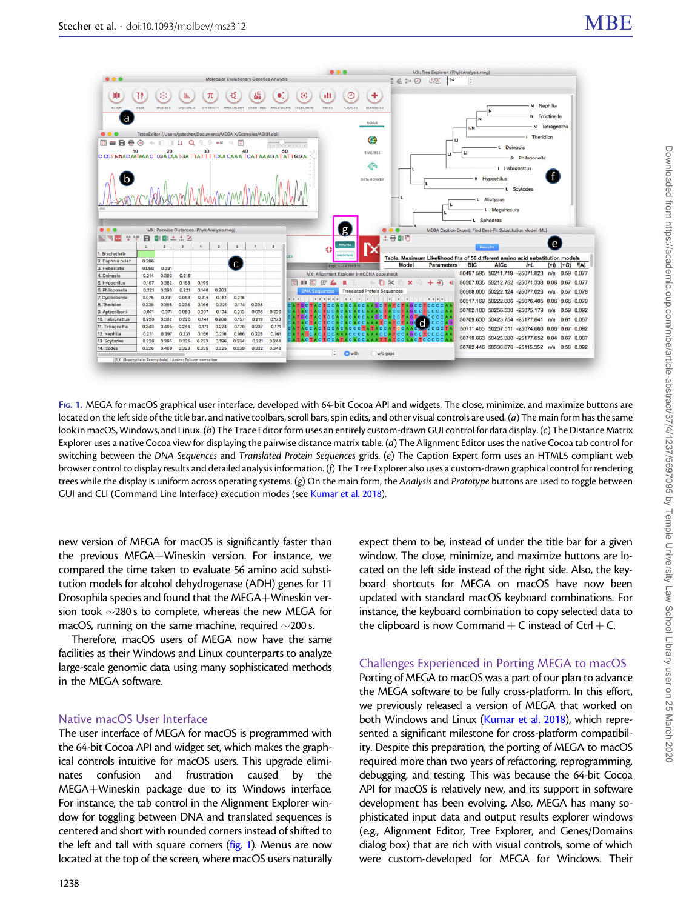Fig. 1. MEGA for macOS graphical user interface, developed with 64-bit Cocoa API and widgets. The close, minimize, and maximize buttons are located on the left side of the title bar, and native toolbars, scroll bars, spin edits, and other visual controls are used. (*a*) The main form has the same look in macOS, Windows, and Linux. (*b*) The Trace Editor form uses an entirely custom-drawn GUI control for data display. (*c*) The Distance Matrix Explorer uses a native Cocoa view for displaying the pairwise distance matrix table. (*d*) The Alignment Editor uses the native Cocoa tab control for switching between the *DNA Sequences* and *Translated Protein Sequences* grids. (*e*) The Caption Expert form uses an HTML5 compliant web browser control to display results and detailed analysis information. (*f*) The Tree Explorer also uses a custom-drawn graphical control for rendering trees while the display is uniform across operating systems. (*g*) On the main form, the *Analysis* and *Prototype* buttons are used to toggle between GUI and CLI (Command Line Interface) execution modes (see Kumar et al. 2018).

new version of MEGA for macOS is significantly faster than the previous MEGA+Wineskin version. For instance, we compared the time taken to evaluate 56 amino acid substitution models for alcohol dehydrogenase (ADH) genes for 11 Drosophila species and found that the MEGA+Wineskin version took ~280 s to complete, whereas the new MEGA for macOS, running on the same machine, required ~200 s.

Therefore, macOS users of MEGA now have the same facilities as their Windows and Linux counterparts to analyze large-scale genomic data using many sophisticated methods in the MEGA software.

## Native macOS User Interface

The user interface of MEGA for macOS is programmed with the 64-bit Cocoa API and widget set, which makes the graphical controls intuitive for macOS users. This upgrade eliminates confusion and frustration caused by the MEGA+Wineskin package due to its Windows interface. For instance, the tab control in the Alignment Explorer window for toggling between DNA and translated sequences is centered and short with rounded corners instead of shifted to the left and tall with square corners (fig. 1). Menus are now located at the top of the screen, where macOS users naturally expect them to be, instead of under the title bar for a given window. The close, minimize, and maximize buttons are located on the left side instead of the right side. Also, the keyboard shortcuts for MEGA on macOS have now been updated with standard macOS keyboard combinations. For instance, the keyboard combination to copy selected data to the clipboard is now Command + C instead of Ctrl + C.

## Challenges Experienced in Porting MEGA to macOS

Porting of MEGA to macOS was a part of our plan to advance the MEGA software to be fully cross-platform. In this effort, we previously released a version of MEGA that worked on both Windows and Linux (Kumar et al. 2018), which represented a significant milestone for cross-platform compatibility. Despite this preparation, the porting of MEGA to macOS required more than two years of refactoring, reprogramming, debugging, and testing. This was because the 64-bit Cocoa API for macOS is relatively new, and its support in software development has been evolving. Also, MEGA has many sophisticated input data and output results explorer windows (e.g., Alignment Editor, Tree Explorer, and Genes/Domains dialog box) that are rich with visual controls, some of which were custom-developed for MEGA for Windows. Their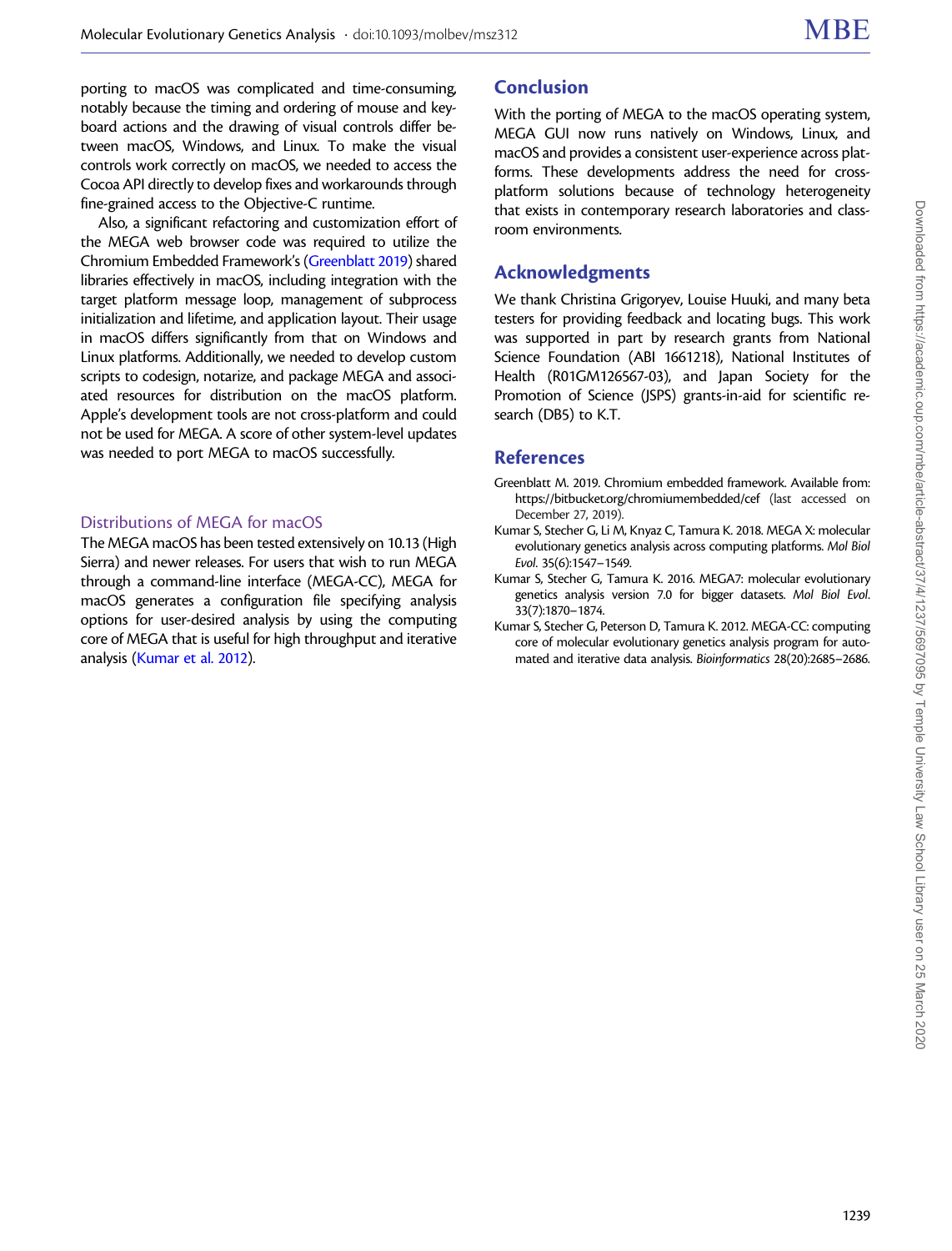porting to macOS was complicated and time-consuming, notably because the timing and ordering of mouse and keyboard actions and the drawing of visual controls differ between macOS, Windows, and Linux. To make the visual controls work correctly on macOS, we needed to access the Cocoa API directly to develop fixes and workarounds through fine-grained access to the Objective-C runtime.

Also, a significant refactoring and customization effort of the MEGA web browser code was required to utilize the Chromium Embedded Framework's (Greenblatt 2019) shared libraries effectively in macOS, including integration with the target platform message loop, management of subprocess initialization and lifetime, and application layout. Their usage in macOS differs significantly from that on Windows and Linux platforms. Additionally, we needed to develop custom scripts to codesign, notarize, and package MEGA and associated resources for distribution on the macOS platform. Apple's development tools are not cross-platform and could not be used for MEGA. A score of other system-level updates was needed to port MEGA to macOS successfully.

### Distributions of MEGA for macOS

The MEGA macOS has been tested extensively on 10.13 (High Sierra) and newer releases. For users that wish to run MEGA through a command-line interface (MEGA-CC), MEGA for macOS generates a configuration file specifying analysis options for user-desired analysis by using the computing core of MEGA that is useful for high throughput and iterative analysis (Kumar et al. 2012).

## Conclusion

With the porting of MEGA to the macOS operating system, MEGA GUI now runs natively on Windows, Linux, and macOS and provides a consistent user-experience across platforms. These developments address the need for cross-platform solutions because of technology heterogeneity that exists in contemporary research laboratories and classroom environments.

## Acknowledgments

We thank Christina Grigoryev, Louise Huuki, and many beta testers for providing feedback and locating bugs. This work was supported in part by research grants from National Science Foundation (ABI 1661218), National Institutes of Health (R01GM126567-03), and Japan Society for the Promotion of Science (JSPS) grants-in-aid for scientific research (DB5) to K.T.

## References

Greenblatt M. 2019. Chromium embedded framework. Available from: https://bitbucket.org/chromiumembedded/cef (last accessed on December 27, 2019).

Kumar S, Stecher G, Li M, Knyaz C, Tamura K. 2018. MEGA X: molecular evolutionary genetics analysis across computing platforms. *Mol Biol Evol*. 35(6):1547–1549.

Kumar S, Stecher G, Tamura K. 2016. MEGA7: molecular evolutionary genetics analysis version 7.0 for bigger datasets. *Mol Biol Evol*. 33(7):1870–1874.

Kumar S, Stecher G, Peterson D, Tamura K. 2012. MEGA-CC: computing core of molecular evolutionary genetics analysis program for automated and iterative data analysis. *Bioinformatics* 28(20):2685–2686.